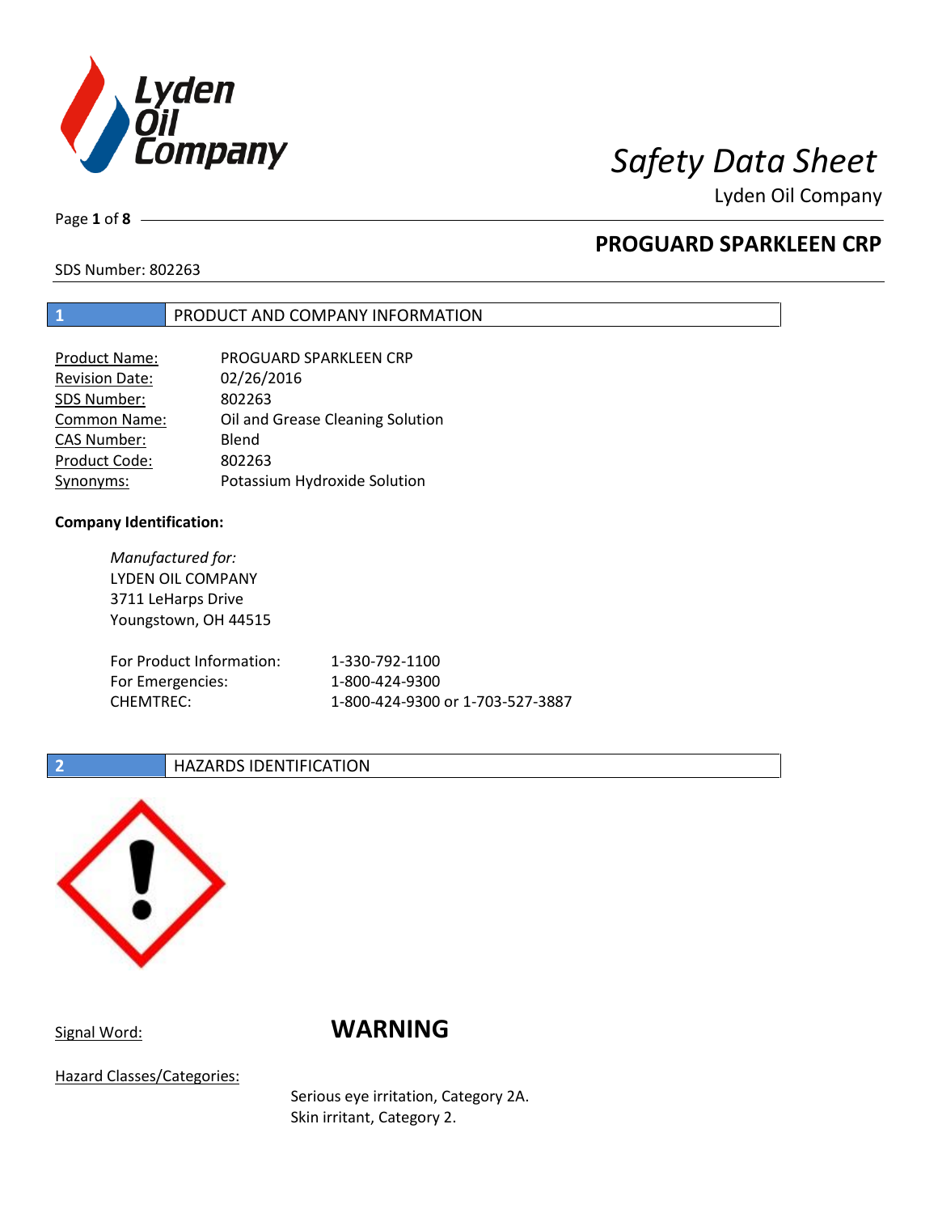# Safety Data Sheet

Lyden Oil Company

## PROGUARD SPARKLEEN CRP

SDS Number: 802263

## 1 PRODUCT AND COMPANY INFORMATION

| | |
|---|---|
| Product Name: | PROGUARD SPARKLEEN CRP |
| Revision Date: | 02/26/2016 |
| SDS Number: | 802263 |
| Common Name: | Oil and Grease Cleaning Solution |
| CAS Number: | Blend |
| Product Code: | 802263 |
| Synonyms: | Potassium Hydroxide Solution |

**Company Identification:**

*Manufactured for:*
LYDEN OIL COMPANY
3711 LeHarps Drive
Youngstown, OH 44515

| | |
|---|---|
| For Product Information: | 1-330-792-1100 |
| For Emergencies: | 1-800-424-9300 |
| CHEMTREC: | 1-800-424-9300 or 1-703-527-3887 |

## 2 HAZARDS IDENTIFICATION

Signal Word: **WARNING**

Hazard Classes/Categories:

Serious eye irritation, Category 2A.
Skin irritant, Category 2.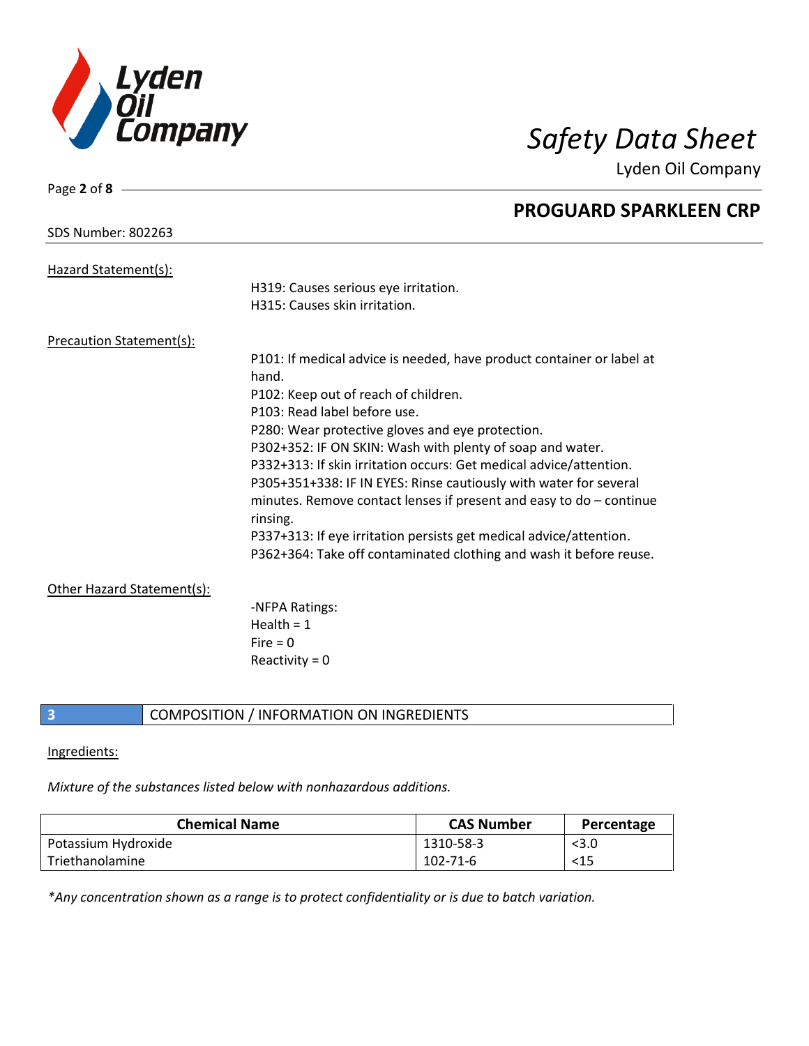Hazard Statement(s):

H319: Causes serious eye irritation.
H315: Causes skin irritation.

Precaution Statement(s):

P101: If medical advice is needed, have product container or label at hand.
P102: Keep out of reach of children.
P103: Read label before use.
P280: Wear protective gloves and eye protection.
P302+352: IF ON SKIN: Wash with plenty of soap and water.
P332+313: If skin irritation occurs: Get medical advice/attention.
P305+351+338: IF IN EYES: Rinse cautiously with water for several minutes. Remove contact lenses if present and easy to do – continue rinsing.
P337+313: If eye irritation persists get medical advice/attention.
P362+364: Take off contaminated clothing and wash it before reuse.

Other Hazard Statement(s):

-NFPA Ratings:
Health = 1
Fire = 0
Reactivity = 0

## 3 COMPOSITION / INFORMATION ON INGREDIENTS

Ingredients:

*Mixture of the substances listed below with nonhazardous additions.*

| Chemical Name | CAS Number | Percentage |
|---|---|---|
| Potassium Hydroxide | 1310-58-3 | <3.0 |
| Triethanolamine | 102-71-6 | <15 |

*\*Any concentration shown as a range is to protect confidentiality or is due to batch variation.*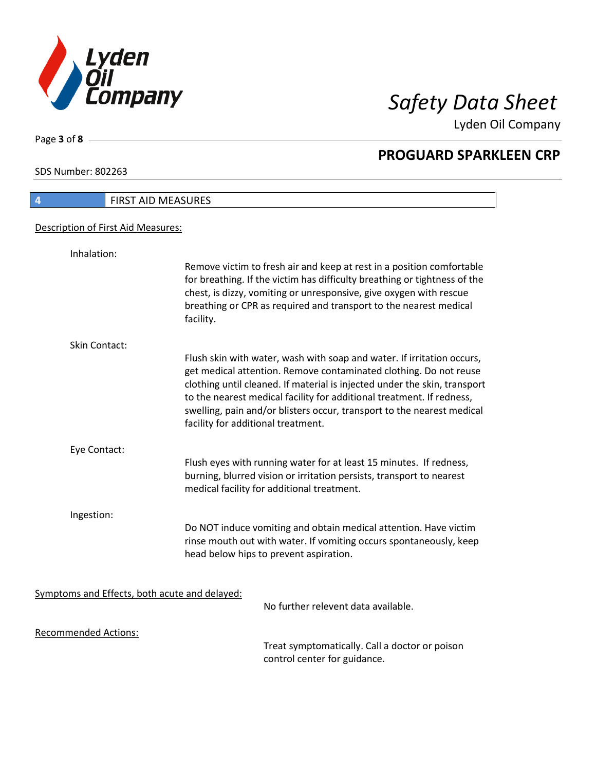## 4 FIRST AID MEASURES

Description of First Aid Measures:

Inhalation:

Remove victim to fresh air and keep at rest in a position comfortable for breathing. If the victim has difficulty breathing or tightness of the chest, is dizzy, vomiting or unresponsive, give oxygen with rescue breathing or CPR as required and transport to the nearest medical facility.

Skin Contact:

Flush skin with water, wash with soap and water. If irritation occurs, get medical attention. Remove contaminated clothing. Do not reuse clothing until cleaned. If material is injected under the skin, transport to the nearest medical facility for additional treatment. If redness, swelling, pain and/or blisters occur, transport to the nearest medical facility for additional treatment.

Eye Contact:

Flush eyes with running water for at least 15 minutes. If redness, burning, blurred vision or irritation persists, transport to nearest medical facility for additional treatment.

Ingestion:

Do NOT induce vomiting and obtain medical attention. Have victim rinse mouth out with water. If vomiting occurs spontaneously, keep head below hips to prevent aspiration.

Symptoms and Effects, both acute and delayed:

No further relevent data available.

Recommended Actions:

Treat symptomatically. Call a doctor or poison control center for guidance.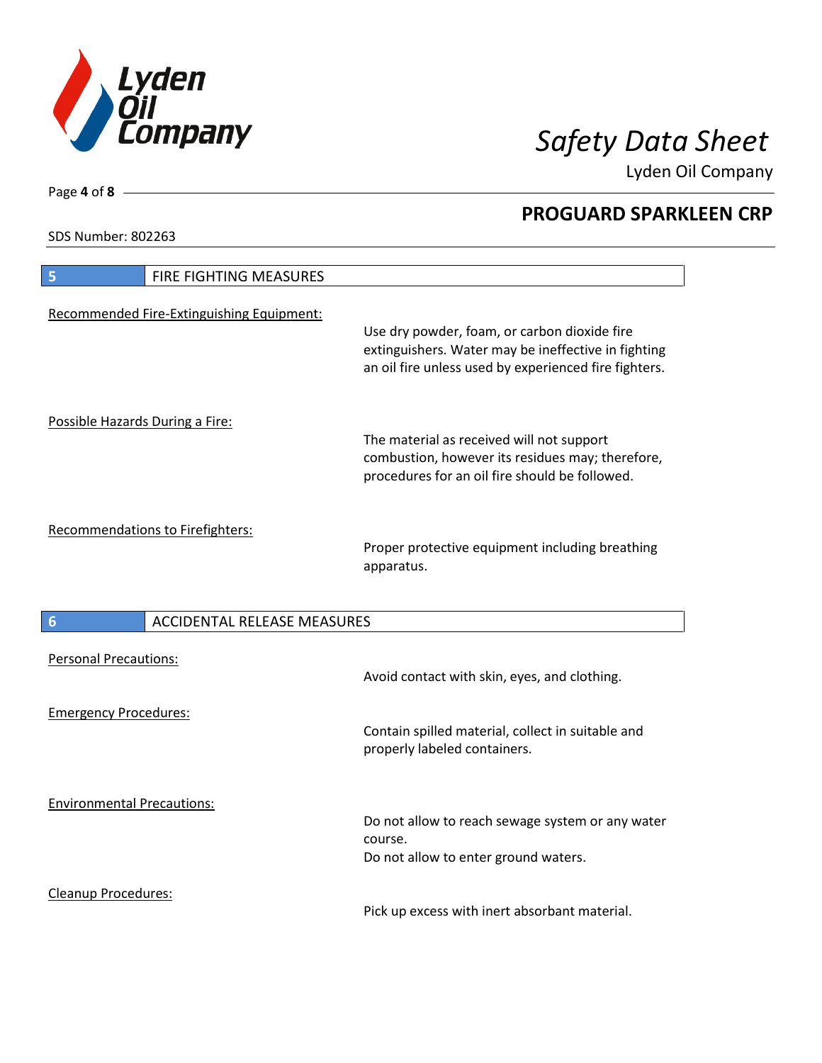## 5 FIRE FIGHTING MEASURES

**Recommended Fire-Extinguishing Equipment:**

Use dry powder, foam, or carbon dioxide fire extinguishers. Water may be ineffective in fighting an oil fire unless used by experienced fire fighters.

**Possible Hazards During a Fire:**

The material as received will not support combustion, however its residues may; therefore, procedures for an oil fire should be followed.

**Recommendations to Firefighters:**

Proper protective equipment including breathing apparatus.

## 6 ACCIDENTAL RELEASE MEASURES

**Personal Precautions:**

Avoid contact with skin, eyes, and clothing.

**Emergency Procedures:**

Contain spilled material, collect in suitable and properly labeled containers.

**Environmental Precautions:**

Do not allow to reach sewage system or any water course.
Do not allow to enter ground waters.

**Cleanup Procedures:**

Pick up excess with inert absorbant material.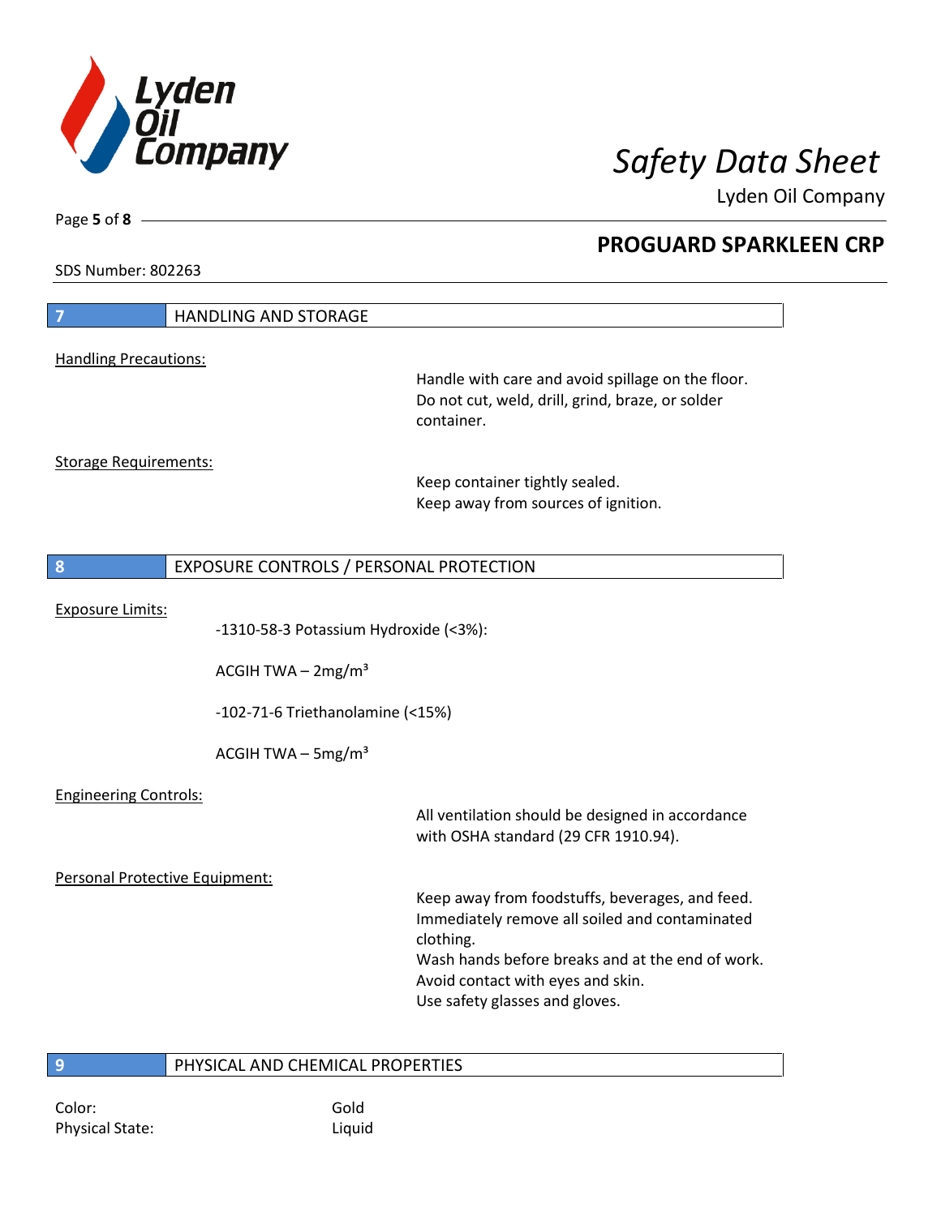## 7 HANDLING AND STORAGE

Handling Precautions:

Handle with care and avoid spillage on the floor.
Do not cut, weld, drill, grind, braze, or solder container.

Storage Requirements:

Keep container tightly sealed.
Keep away from sources of ignition.

## 8 EXPOSURE CONTROLS / PERSONAL PROTECTION

Exposure Limits:

-1310-58-3 Potassium Hydroxide (<3%):

ACGIH TWA – 2mg/m³

-102-71-6 Triethanolamine (<15%)

ACGIH TWA – 5mg/m³

Engineering Controls:

All ventilation should be designed in accordance with OSHA standard (29 CFR 1910.94).

Personal Protective Equipment:

Keep away from foodstuffs, beverages, and feed.
Immediately remove all soiled and contaminated clothing.
Wash hands before breaks and at the end of work.
Avoid contact with eyes and skin.
Use safety glasses and gloves.

## 9 PHYSICAL AND CHEMICAL PROPERTIES

Color: Gold
Physical State: Liquid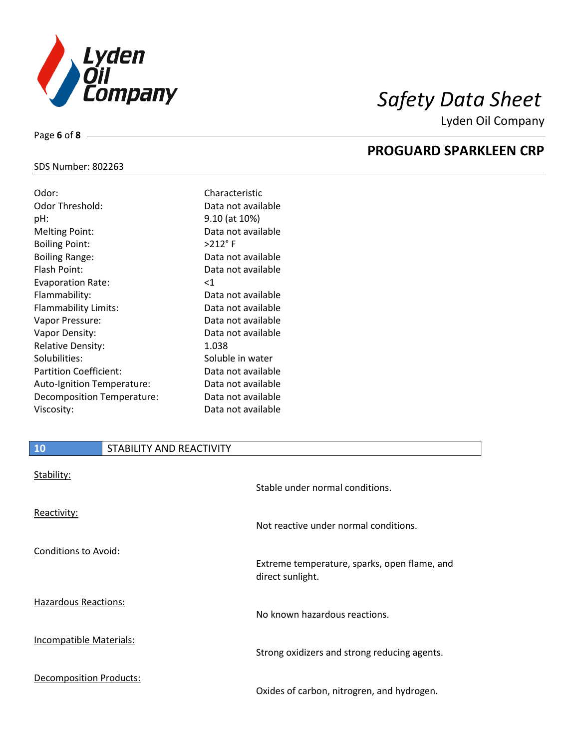| | |
|---|---|
| Odor: | Characteristic |
| Odor Threshold: | Data not available |
| pH: | 9.10 (at 10%) |
| Melting Point: | Data not available |
| Boiling Point: | >212° F |
| Boiling Range: | Data not available |
| Flash Point: | Data not available |
| Evaporation Rate: | <1 |
| Flammability: | Data not available |
| Flammability Limits: | Data not available |
| Vapor Pressure: | Data not available |
| Vapor Density: | Data not available |
| Relative Density: | 1.038 |
| Solubilities: | Soluble in water |
| Partition Coefficient: | Data not available |
| Auto-Ignition Temperature: | Data not available |
| Decomposition Temperature: | Data not available |
| Viscosity: | Data not available |

## 10 STABILITY AND REACTIVITY

Stability:

Stable under normal conditions.

Reactivity:

Not reactive under normal conditions.

Conditions to Avoid:

Extreme temperature, sparks, open flame, and direct sunlight.

Hazardous Reactions:

No known hazardous reactions.

Incompatible Materials:

Strong oxidizers and strong reducing agents.

Decomposition Products:

Oxides of carbon, nitrogren, and hydrogen.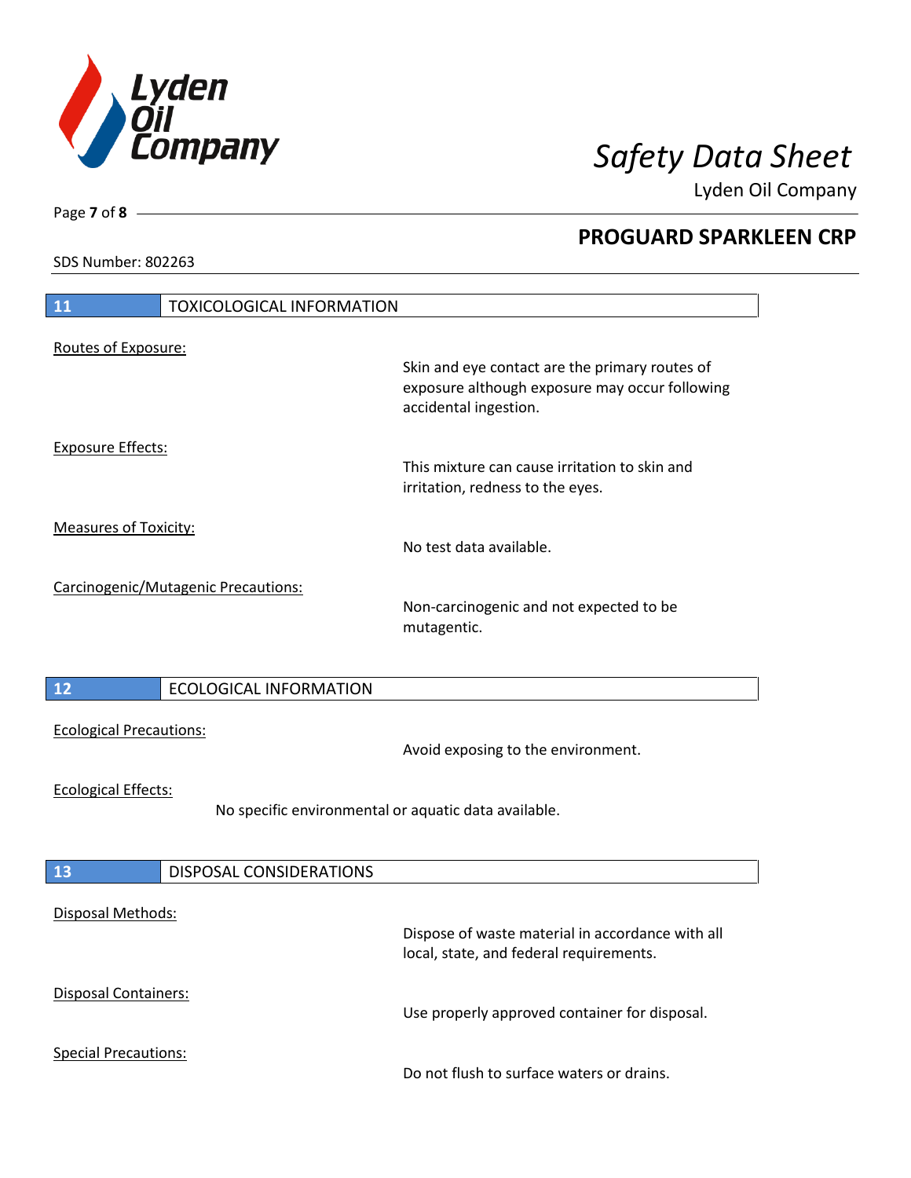## 11 TOXICOLOGICAL INFORMATION

Routes of Exposure:

Skin and eye contact are the primary routes of exposure although exposure may occur following accidental ingestion.

Exposure Effects:

This mixture can cause irritation to skin and irritation, redness to the eyes.

Measures of Toxicity:

No test data available.

Carcinogenic/Mutagenic Precautions:

Non-carcinogenic and not expected to be mutagentic.

## 12 ECOLOGICAL INFORMATION

Ecological Precautions:

Avoid exposing to the environment.

Ecological Effects:

No specific environmental or aquatic data available.

## 13 DISPOSAL CONSIDERATIONS

Disposal Methods:

Dispose of waste material in accordance with all local, state, and federal requirements.

Disposal Containers:

Use properly approved container for disposal.

Special Precautions:

Do not flush to surface waters or drains.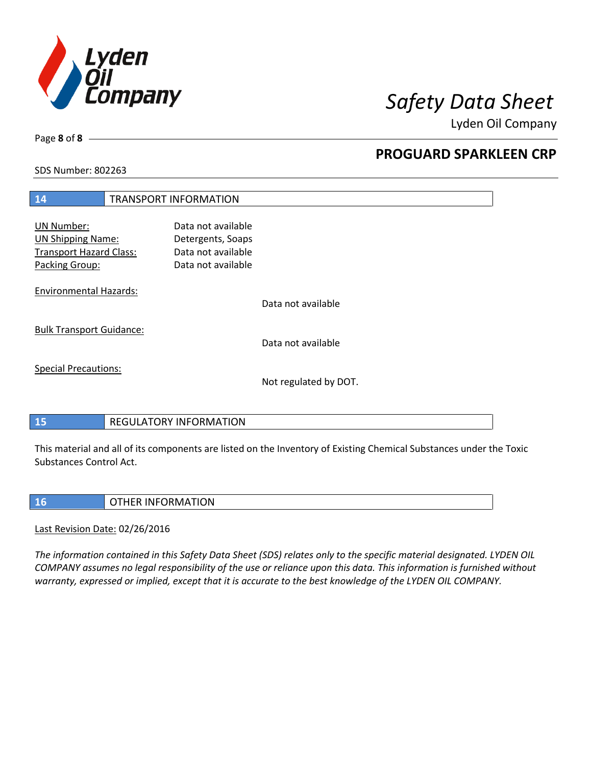## 14 TRANSPORT INFORMATION

| | |
|---|---|
| UN Number: | Data not available |
| UN Shipping Name: | Detergents, Soaps |
| Transport Hazard Class: | Data not available |
| Packing Group: | Data not available |

Environmental Hazards:

Data not available

Bulk Transport Guidance:

Data not available

Special Precautions:

Not regulated by DOT.

## 15 REGULATORY INFORMATION

This material and all of its components are listed on the Inventory of Existing Chemical Substances under the Toxic Substances Control Act.

## 16 OTHER INFORMATION

Last Revision Date: 02/26/2016

*The information contained in this Safety Data Sheet (SDS) relates only to the specific material designated. LYDEN OIL COMPANY assumes no legal responsibility of the use or reliance upon this data. This information is furnished without warranty, expressed or implied, except that it is accurate to the best knowledge of the LYDEN OIL COMPANY.*